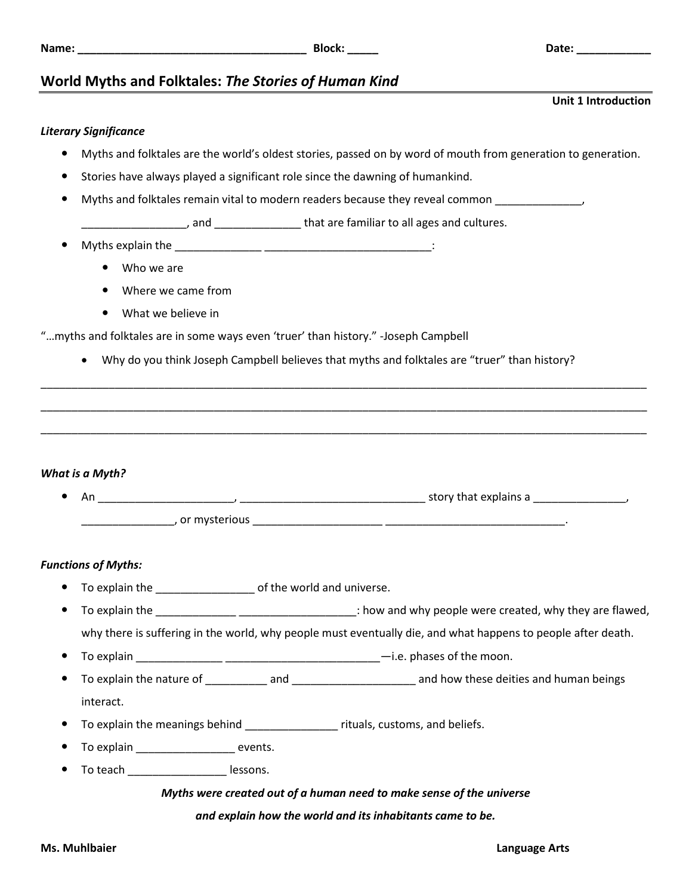Name: ____________________________________ Block: _____ Date: ____________

# World Myths and Folktales: *The Stories of Human Kind*

**Unit 1 Introduction**

***Literary Significance***

- Myths and folktales are the world's oldest stories, passed on by word of mouth from generation to generation.
- Stories have always played a significant role since the dawning of humankind.
- Myths and folktales remain vital to modern readers because they reveal common ______________, _________________, and ______________ that are familiar to all ages and cultures.
- Myths explain the ______________ ___________________________:
  - Who we are
  - Where we came from
  - What we believe in

"…myths and folktales are in some ways even 'truer' than history." -Joseph Campbell

- Why do you think Joseph Campbell believes that myths and folktales are "truer" than history?

______________________________________________________________________________________________

______________________________________________________________________________________________

______________________________________________________________________________________________

***What is a Myth?***

- An _____________________, ______________________________ story that explains a _______________, _______________, or mysterious ____________________ _____________________________.

***Functions of Myths:***

- To explain the ________________ of the world and universe.
- To explain the _____________ ___________________: how and why people were created, why they are flawed, why there is suffering in the world, why people must eventually die, and what happens to people after death.
- To explain ______________ _________________________—i.e. phases of the moon.
- To explain the nature of __________ and ____________________ and how these deities and human beings interact.
- To explain the meanings behind _______________ rituals, customs, and beliefs.
- To explain ________________ events.
- To teach ________________ lessons.

***Myths were created out of a human need to make sense of the universe and explain how the world and its inhabitants came to be.***

Ms. Muhlbaier Language Arts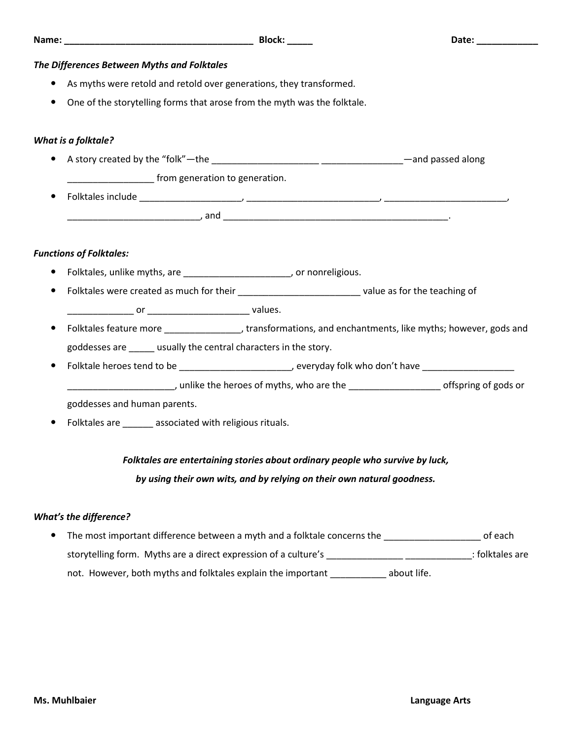Name: ____________________________________ Block: _____ Date: ____________

***The Differences Between Myths and Folktales***

- As myths were retold and retold over generations, they transformed.
- One of the storytelling forms that arose from the myth was the folktale.

***What is a folktale?***

- A story created by the "folk"—the _____________________ ________________—and passed along _________________ from generation to generation.
- Folktales include ____________________, __________________________, ________________________, __________________________, and ______________________________________________.

***Functions of Folktales:***

- Folktales, unlike myths, are _____________________, or nonreligious.
- Folktales were created as much for their ________________________ value as for the teaching of _____________ or ____________________ values.
- Folktales feature more _______________, transformations, and enchantments, like myths; however, gods and goddesses are _____ usually the central characters in the story.
- Folktale heroes tend to be ______________________, everyday folk who don't have __________________ _____________________, unlike the heroes of myths, who are the __________________ offspring of gods or goddesses and human parents.
- Folktales are ______ associated with religious rituals.

***Folktales are entertaining stories about ordinary people who survive by luck, by using their own wits, and by relying on their own natural goodness.***

***What's the difference?***

- The most important difference between a myth and a folktale concerns the ___________________ of each storytelling form. Myths are a direct expression of a culture's _______________ _____________: folktales are not. However, both myths and folktales explain the important ___________ about life.

**Ms. Muhlbaier** **Language Arts**